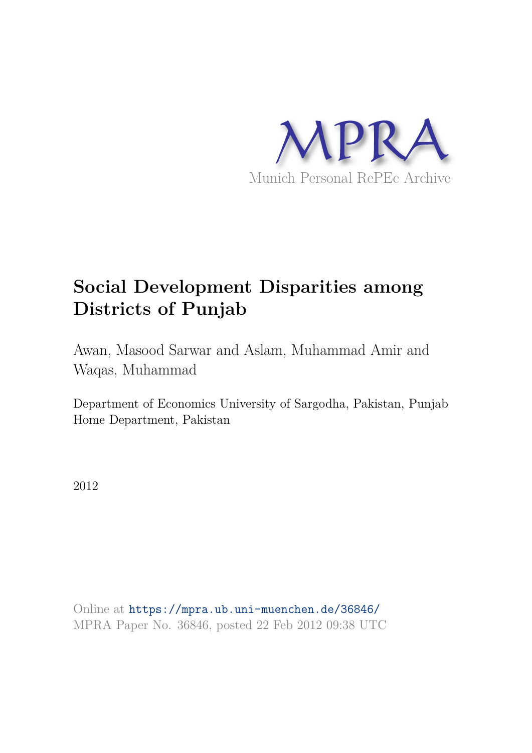MPRA

Munich Personal RePEc Archive

# Social Development Disparities among Districts of Punjab

Awan, Masood Sarwar and Aslam, Muhammad Amir and Waqas, Muhammad

Department of Economics University of Sargodha, Pakistan, Punjab Home Department, Pakistan

2012

Online at https://mpra.ub.uni-muenchen.de/36846/
MPRA Paper No. 36846, posted 22 Feb 2012 09:38 UTC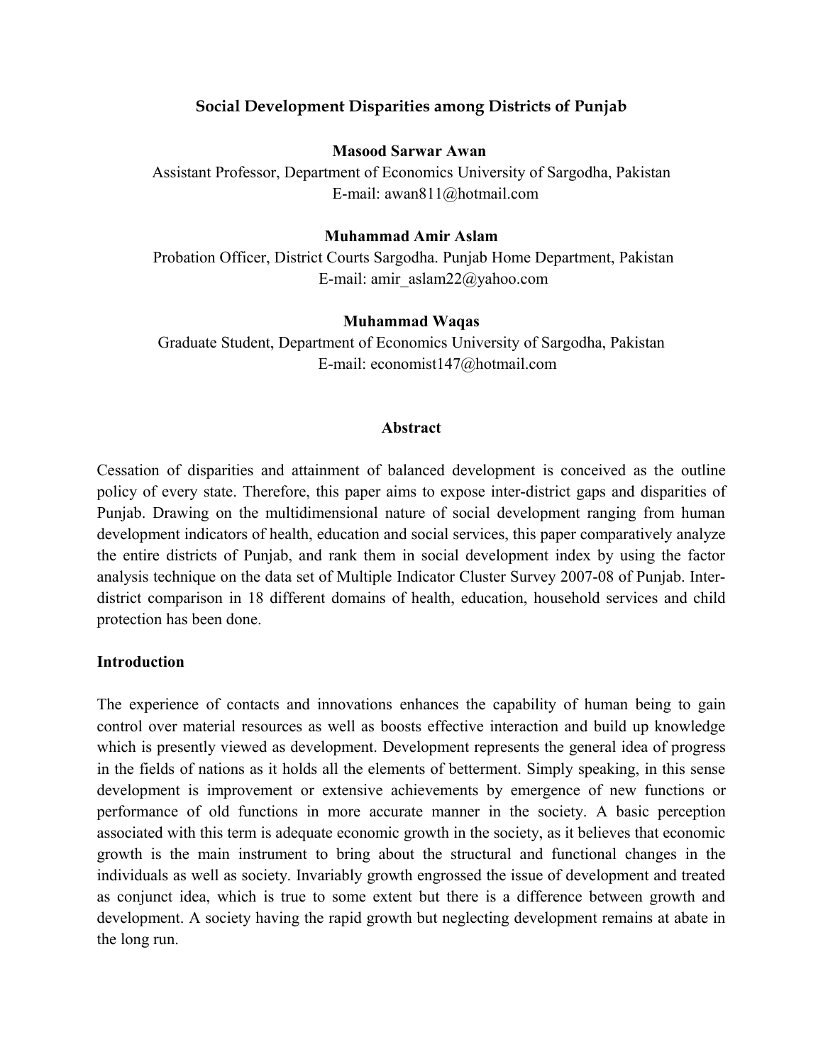# Social Development Disparities among Districts of Punjab

**Masood Sarwar Awan**
Assistant Professor, Department of Economics University of Sargodha, Pakistan
E-mail: awan811@hotmail.com

**Muhammad Amir Aslam**
Probation Officer, District Courts Sargodha. Punjab Home Department, Pakistan
E-mail: amir_aslam22@yahoo.com

**Muhammad Waqas**
Graduate Student, Department of Economics University of Sargodha, Pakistan
E-mail: economist147@hotmail.com

## Abstract

Cessation of disparities and attainment of balanced development is conceived as the outline policy of every state. Therefore, this paper aims to expose inter-district gaps and disparities of Punjab. Drawing on the multidimensional nature of social development ranging from human development indicators of health, education and social services, this paper comparatively analyze the entire districts of Punjab, and rank them in social development index by using the factor analysis technique on the data set of Multiple Indicator Cluster Survey 2007-08 of Punjab. Inter-district comparison in 18 different domains of health, education, household services and child protection has been done.

## Introduction

The experience of contacts and innovations enhances the capability of human being to gain control over material resources as well as boosts effective interaction and build up knowledge which is presently viewed as development. Development represents the general idea of progress in the fields of nations as it holds all the elements of betterment. Simply speaking, in this sense development is improvement or extensive achievements by emergence of new functions or performance of old functions in more accurate manner in the society. A basic perception associated with this term is adequate economic growth in the society, as it believes that economic growth is the main instrument to bring about the structural and functional changes in the individuals as well as society. Invariably growth engrossed the issue of development and treated as conjunct idea, which is true to some extent but there is a difference between growth and development. A society having the rapid growth but neglecting development remains at abate in the long run.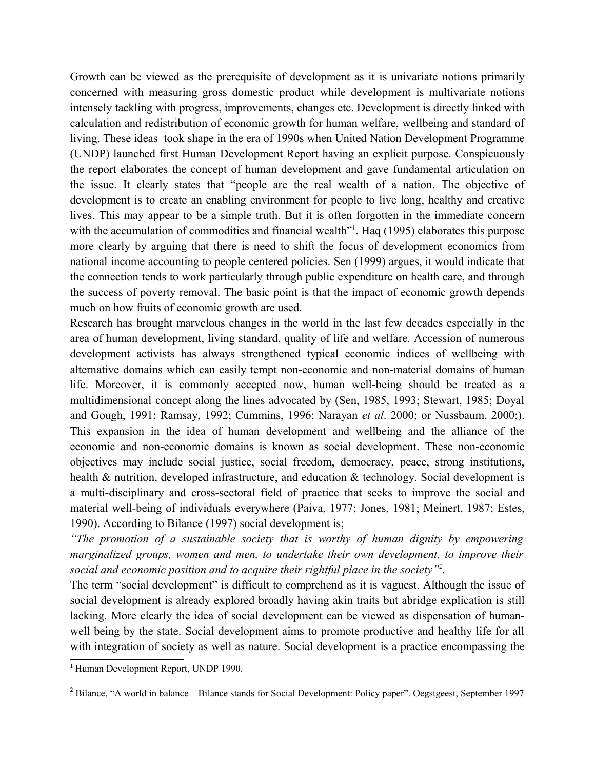Growth can be viewed as the prerequisite of development as it is univariate notions primarily concerned with measuring gross domestic product while development is multivariate notions intensely tackling with progress, improvements, changes etc. Development is directly linked with calculation and redistribution of economic growth for human welfare, wellbeing and standard of living. These ideas took shape in the era of 1990s when United Nation Development Programme (UNDP) launched first Human Development Report having an explicit purpose. Conspicuously the report elaborates the concept of human development and gave fundamental articulation on the issue. It clearly states that "people are the real wealth of a nation. The objective of development is to create an enabling environment for people to live long, healthy and creative lives. This may appear to be a simple truth. But it is often forgotten in the immediate concern with the accumulation of commodities and financial wealth"[1]. Haq (1995) elaborates this purpose more clearly by arguing that there is need to shift the focus of development economics from national income accounting to people centered policies. Sen (1999) argues, it would indicate that the connection tends to work particularly through public expenditure on health care, and through the success of poverty removal. The basic point is that the impact of economic growth depends much on how fruits of economic growth are used.

Research has brought marvelous changes in the world in the last few decades especially in the area of human development, living standard, quality of life and welfare. Accession of numerous development activists has always strengthened typical economic indices of wellbeing with alternative domains which can easily tempt non-economic and non-material domains of human life. Moreover, it is commonly accepted now, human well-being should be treated as a multidimensional concept along the lines advocated by (Sen, 1985, 1993; Stewart, 1985; Doyal and Gough, 1991; Ramsay, 1992; Cummins, 1996; Narayan *et al*. 2000; or Nussbaum, 2000;). This expansion in the idea of human development and wellbeing and the alliance of the economic and non-economic domains is known as social development. These non-economic objectives may include social justice, social freedom, democracy, peace, strong institutions, health & nutrition, developed infrastructure, and education & technology. Social development is a multi-disciplinary and cross-sectoral field of practice that seeks to improve the social and material well-being of individuals everywhere (Paiva, 1977; Jones, 1981; Meinert, 1987; Estes, 1990). According to Bilance (1997) social development is;

*"The promotion of a sustainable society that is worthy of human dignity by empowering marginalized groups, women and men, to undertake their own development, to improve their social and economic position and to acquire their rightful place in the society"[2].*

The term "social development" is difficult to comprehend as it is vaguest. Although the issue of social development is already explored broadly having akin traits but abridge explication is still lacking. More clearly the idea of social development can be viewed as dispensation of human-well being by the state. Social development aims to promote productive and healthy life for all with integration of society as well as nature. Social development is a practice encompassing the

[1] Human Development Report, UNDP 1990.

[2] Bilance, "A world in balance – Bilance stands for Social Development: Policy paper". Oegstgeest, September 1997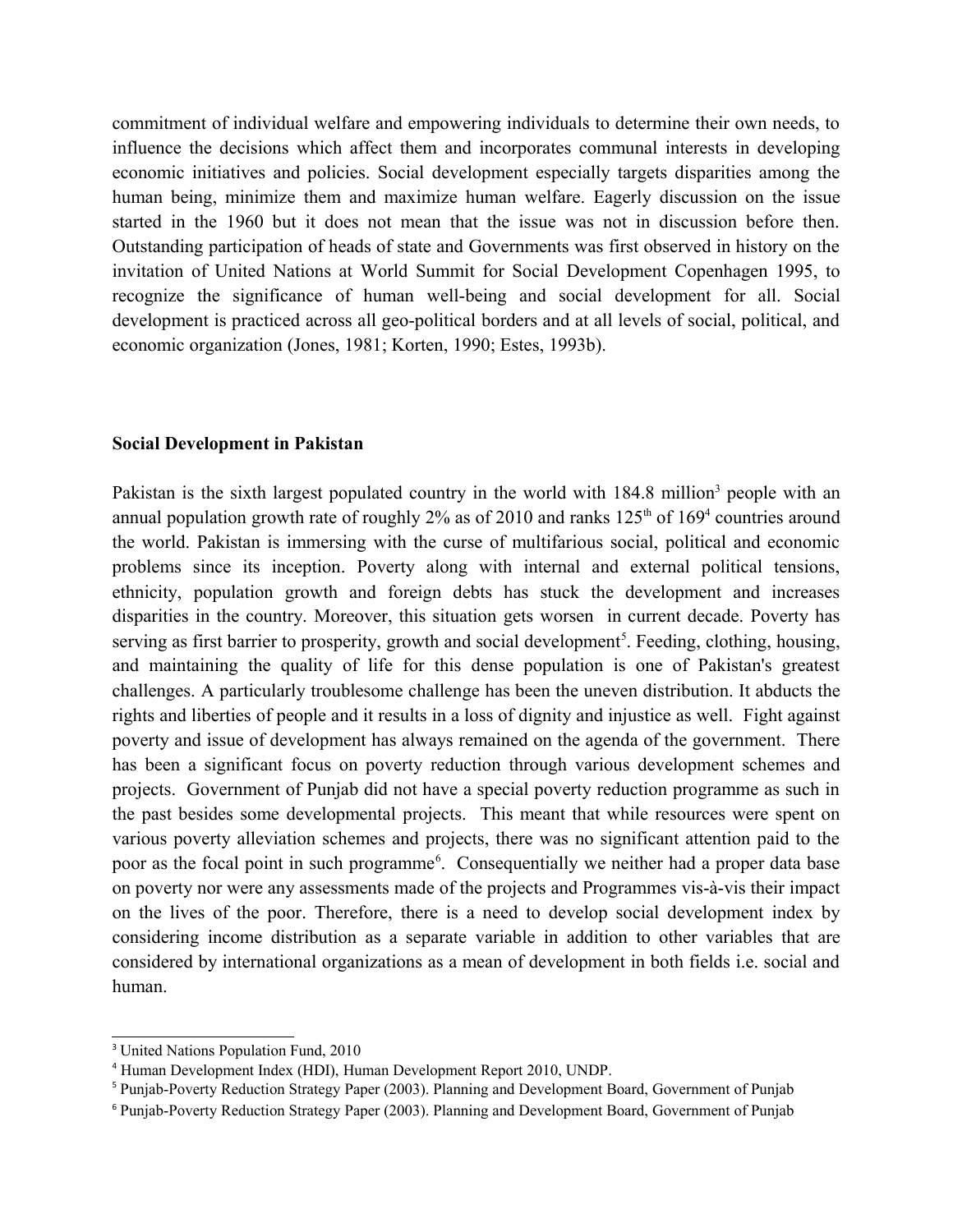commitment of individual welfare and empowering individuals to determine their own needs, to influence the decisions which affect them and incorporates communal interests in developing economic initiatives and policies. Social development especially targets disparities among the human being, minimize them and maximize human welfare. Eagerly discussion on the issue started in the 1960 but it does not mean that the issue was not in discussion before then. Outstanding participation of heads of state and Governments was first observed in history on the invitation of United Nations at World Summit for Social Development Copenhagen 1995, to recognize the significance of human well-being and social development for all. Social development is practiced across all geo-political borders and at all levels of social, political, and economic organization (Jones, 1981; Korten, 1990; Estes, 1993b).

**Social Development in Pakistan**

Pakistan is the sixth largest populated country in the world with 184.8 million[3] people with an annual population growth rate of roughly 2% as of 2010 and ranks 125th of 169[4] countries around the world. Pakistan is immersing with the curse of multifarious social, political and economic problems since its inception. Poverty along with internal and external political tensions, ethnicity, population growth and foreign debts has stuck the development and increases disparities in the country. Moreover, this situation gets worsen in current decade. Poverty has serving as first barrier to prosperity, growth and social development[5]. Feeding, clothing, housing, and maintaining the quality of life for this dense population is one of Pakistan's greatest challenges. A particularly troublesome challenge has been the uneven distribution. It abducts the rights and liberties of people and it results in a loss of dignity and injustice as well. Fight against poverty and issue of development has always remained on the agenda of the government. There has been a significant focus on poverty reduction through various development schemes and projects. Government of Punjab did not have a special poverty reduction programme as such in the past besides some developmental projects. This meant that while resources were spent on various poverty alleviation schemes and projects, there was no significant attention paid to the poor as the focal point in such programme[6]. Consequentially we neither had a proper data base on poverty nor were any assessments made of the projects and Programmes vis-à-vis their impact on the lives of the poor. Therefore, there is a need to develop social development index by considering income distribution as a separate variable in addition to other variables that are considered by international organizations as a mean of development in both fields i.e. social and human.

---

[3] United Nations Population Fund, 2010

[4] Human Development Index (HDI), Human Development Report 2010, UNDP.

[5] Punjab-Poverty Reduction Strategy Paper (2003). Planning and Development Board, Government of Punjab

[6] Punjab-Poverty Reduction Strategy Paper (2003). Planning and Development Board, Government of Punjab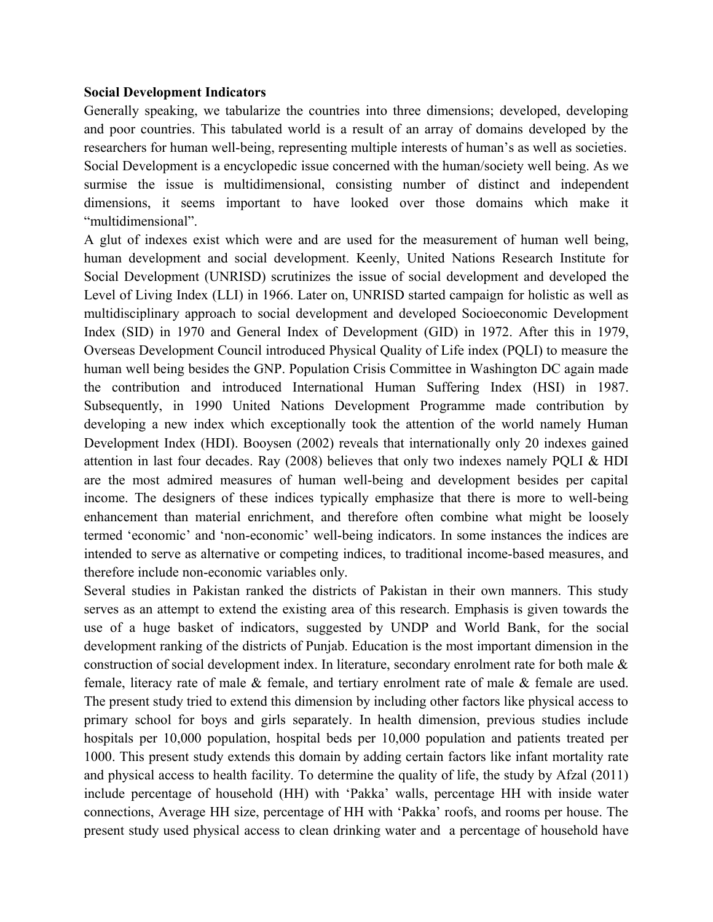**Social Development Indicators**

Generally speaking, we tabularize the countries into three dimensions; developed, developing and poor countries. This tabulated world is a result of an array of domains developed by the researchers for human well-being, representing multiple interests of human's as well as societies. Social Development is a encyclopedic issue concerned with the human/society well being. As we surmise the issue is multidimensional, consisting number of distinct and independent dimensions, it seems important to have looked over those domains which make it "multidimensional".

A glut of indexes exist which were and are used for the measurement of human well being, human development and social development. Keenly, United Nations Research Institute for Social Development (UNRISD) scrutinizes the issue of social development and developed the Level of Living Index (LLI) in 1966. Later on, UNRISD started campaign for holistic as well as multidisciplinary approach to social development and developed Socioeconomic Development Index (SID) in 1970 and General Index of Development (GID) in 1972. After this in 1979, Overseas Development Council introduced Physical Quality of Life index (PQLI) to measure the human well being besides the GNP. Population Crisis Committee in Washington DC again made the contribution and introduced International Human Suffering Index (HSI) in 1987. Subsequently, in 1990 United Nations Development Programme made contribution by developing a new index which exceptionally took the attention of the world namely Human Development Index (HDI). Booysen (2002) reveals that internationally only 20 indexes gained attention in last four decades. Ray (2008) believes that only two indexes namely PQLI & HDI are the most admired measures of human well-being and development besides per capital income. The designers of these indices typically emphasize that there is more to well-being enhancement than material enrichment, and therefore often combine what might be loosely termed 'economic' and 'non-economic' well-being indicators. In some instances the indices are intended to serve as alternative or competing indices, to traditional income-based measures, and therefore include non-economic variables only.

Several studies in Pakistan ranked the districts of Pakistan in their own manners. This study serves as an attempt to extend the existing area of this research. Emphasis is given towards the use of a huge basket of indicators, suggested by UNDP and World Bank, for the social development ranking of the districts of Punjab. Education is the most important dimension in the construction of social development index. In literature, secondary enrolment rate for both male & female, literacy rate of male & female, and tertiary enrolment rate of male & female are used. The present study tried to extend this dimension by including other factors like physical access to primary school for boys and girls separately. In health dimension, previous studies include hospitals per 10,000 population, hospital beds per 10,000 population and patients treated per 1000. This present study extends this domain by adding certain factors like infant mortality rate and physical access to health facility. To determine the quality of life, the study by Afzal (2011) include percentage of household (HH) with 'Pakka' walls, percentage HH with inside water connections, Average HH size, percentage of HH with 'Pakka' roofs, and rooms per house. The present study used physical access to clean drinking water and a percentage of household have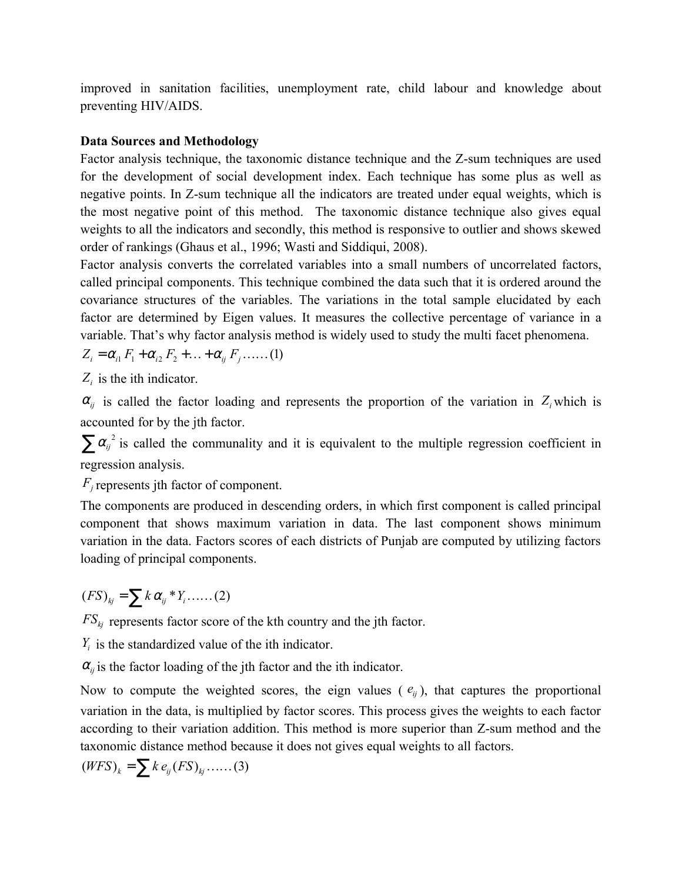improved in sanitation facilities, unemployment rate, child labour and knowledge about preventing HIV/AIDS.

**Data Sources and Methodology**

Factor analysis technique, the taxonomic distance technique and the Z-sum techniques are used for the development of social development index. Each technique has some plus as well as negative points. In Z-sum technique all the indicators are treated under equal weights, which is the most negative point of this method. The taxonomic distance technique also gives equal weights to all the indicators and secondly, this method is responsive to outlier and shows skewed order of rankings (Ghaus et al., 1996; Wasti and Siddiqui, 2008).

Factor analysis converts the correlated variables into a small numbers of uncorrelated factors, called principal components. This technique combined the data such that it is ordered around the covariance structures of the variables. The variations in the total sample elucidated by each factor are determined by Eigen values. It measures the collective percentage of variance in a variable. That's why factor analysis method is widely used to study the multi facet phenomena.

$$Z_i = \alpha_{i1} F_1 + \alpha_{i2} F_2 + \ldots + \alpha_{ij} F_j \ldots\ldots (1)$$

$Z_i$ is the ith indicator.

$\alpha_{ij}$ is called the factor loading and represents the proportion of the variation in $Z_i$ which is accounted for by the jth factor.

$\sum \alpha_{ij}^2$ is called the communality and it is equivalent to the multiple regression coefficient in regression analysis.

$F_j$ represents jth factor of component.

The components are produced in descending orders, in which first component is called principal component that shows maximum variation in data. The last component shows minimum variation in the data. Factors scores of each districts of Punjab are computed by utilizing factors loading of principal components.

$$(FS)_{kj} = \sum k\, \alpha_{ij} * Y_i \ldots\ldots (2)$$

$FS_{kj}$ represents factor score of the kth country and the jth factor.

$Y_i$ is the standardized value of the ith indicator.

$\alpha_{ij}$ is the factor loading of the jth factor and the ith indicator.

Now to compute the weighted scores, the eign values ( $e_{ij}$ ), that captures the proportional variation in the data, is multiplied by factor scores. This process gives the weights to each factor according to their variation addition. This method is more superior than Z-sum method and the taxonomic distance method because it does not gives equal weights to all factors.

$$(WFS)_k = \sum k\, e_{ij} (FS)_{kj} \ldots\ldots (3)$$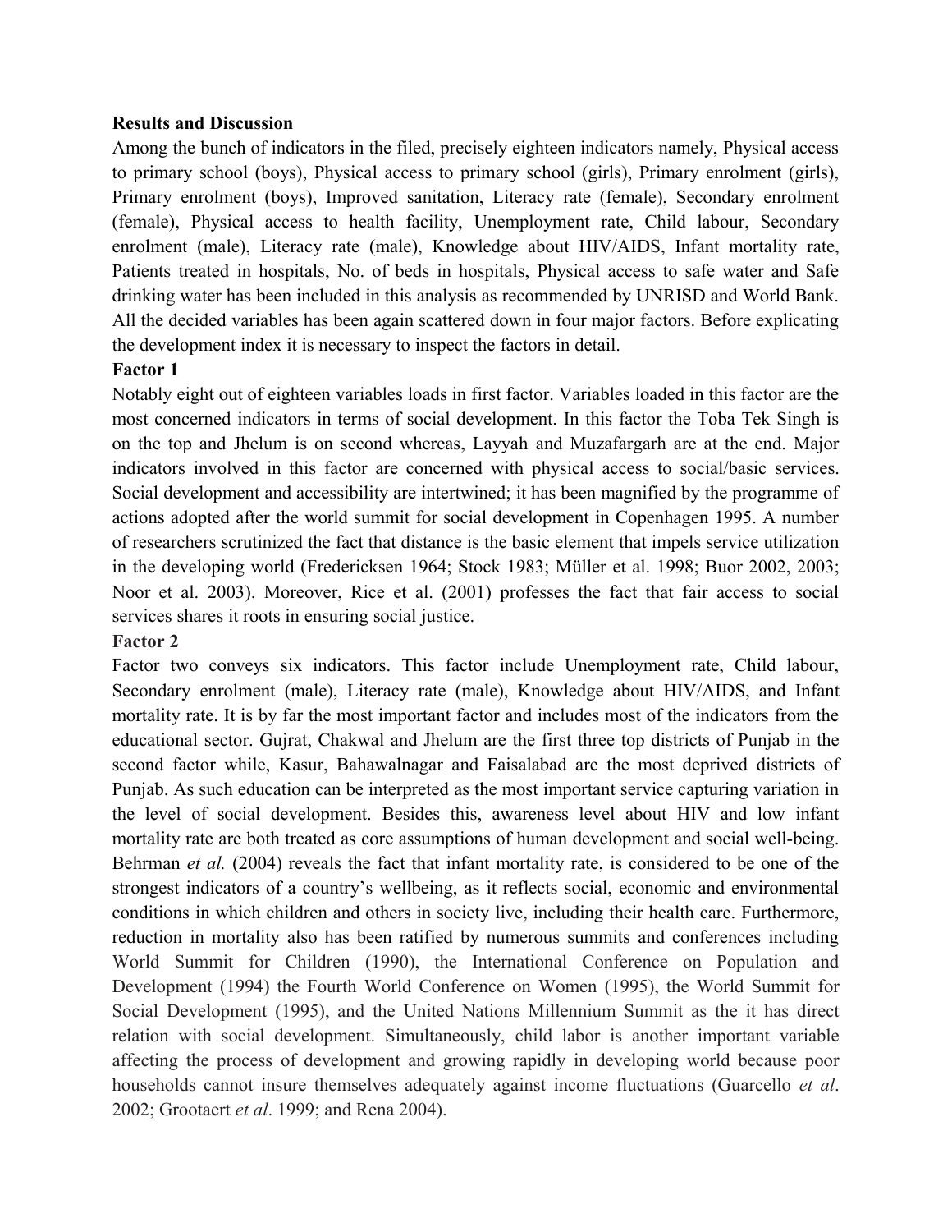**Results and Discussion**

Among the bunch of indicators in the filed, precisely eighteen indicators namely, Physical access to primary school (boys), Physical access to primary school (girls), Primary enrolment (girls), Primary enrolment (boys), Improved sanitation, Literacy rate (female), Secondary enrolment (female), Physical access to health facility, Unemployment rate, Child labour, Secondary enrolment (male), Literacy rate (male), Knowledge about HIV/AIDS, Infant mortality rate, Patients treated in hospitals, No. of beds in hospitals, Physical access to safe water and Safe drinking water has been included in this analysis as recommended by UNRISD and World Bank. All the decided variables has been again scattered down in four major factors. Before explicating the development index it is necessary to inspect the factors in detail.

**Factor 1**

Notably eight out of eighteen variables loads in first factor. Variables loaded in this factor are the most concerned indicators in terms of social development. In this factor the Toba Tek Singh is on the top and Jhelum is on second whereas, Layyah and Muzafargarh are at the end. Major indicators involved in this factor are concerned with physical access to social/basic services. Social development and accessibility are intertwined; it has been magnified by the programme of actions adopted after the world summit for social development in Copenhagen 1995. A number of researchers scrutinized the fact that distance is the basic element that impels service utilization in the developing world (Fredericksen 1964; Stock 1983; Müller et al. 1998; Buor 2002, 2003; Noor et al. 2003). Moreover, Rice et al. (2001) professes the fact that fair access to social services shares it roots in ensuring social justice.

**Factor 2**

Factor two conveys six indicators. This factor include Unemployment rate, Child labour, Secondary enrolment (male), Literacy rate (male), Knowledge about HIV/AIDS, and Infant mortality rate. It is by far the most important factor and includes most of the indicators from the educational sector. Gujrat, Chakwal and Jhelum are the first three top districts of Punjab in the second factor while, Kasur, Bahawalnagar and Faisalabad are the most deprived districts of Punjab. As such education can be interpreted as the most important service capturing variation in the level of social development. Besides this, awareness level about HIV and low infant mortality rate are both treated as core assumptions of human development and social well-being. Behrman *et al.* (2004) reveals the fact that infant mortality rate, is considered to be one of the strongest indicators of a country's wellbeing, as it reflects social, economic and environmental conditions in which children and others in society live, including their health care. Furthermore, reduction in mortality also has been ratified by numerous summits and conferences including World Summit for Children (1990), the International Conference on Population and Development (1994) the Fourth World Conference on Women (1995), the World Summit for Social Development (1995), and the United Nations Millennium Summit as the it has direct relation with social development. Simultaneously, child labor is another important variable affecting the process of development and growing rapidly in developing world because poor households cannot insure themselves adequately against income fluctuations (Guarcello *et al*. 2002; Grootaert *et al*. 1999; and Rena 2004).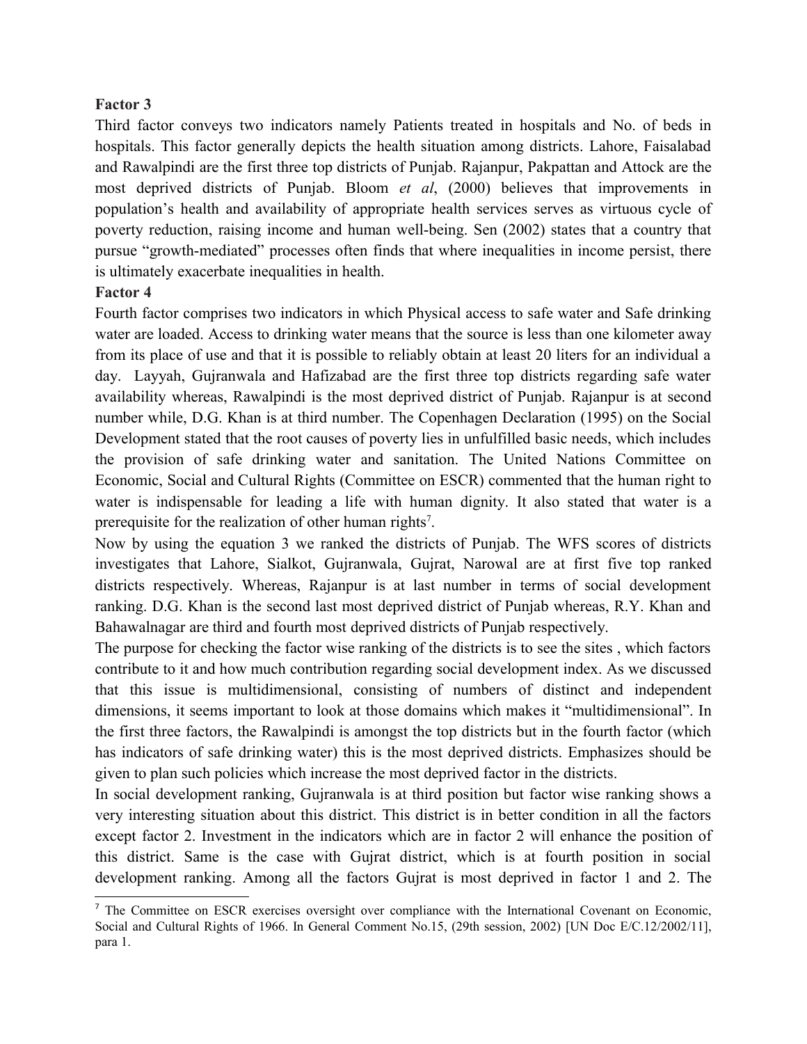**Factor 3**

Third factor conveys two indicators namely Patients treated in hospitals and No. of beds in hospitals. This factor generally depicts the health situation among districts. Lahore, Faisalabad and Rawalpindi are the first three top districts of Punjab. Rajanpur, Pakpattan and Attock are the most deprived districts of Punjab. Bloom *et al*, (2000) believes that improvements in population's health and availability of appropriate health services serves as virtuous cycle of poverty reduction, raising income and human well-being. Sen (2002) states that a country that pursue "growth-mediated" processes often finds that where inequalities in income persist, there is ultimately exacerbate inequalities in health.

**Factor 4**

Fourth factor comprises two indicators in which Physical access to safe water and Safe drinking water are loaded. Access to drinking water means that the source is less than one kilometer away from its place of use and that it is possible to reliably obtain at least 20 liters for an individual a day. Layyah, Gujranwala and Hafizabad are the first three top districts regarding safe water availability whereas, Rawalpindi is the most deprived district of Punjab. Rajanpur is at second number while, D.G. Khan is at third number. The Copenhagen Declaration (1995) on the Social Development stated that the root causes of poverty lies in unfulfilled basic needs, which includes the provision of safe drinking water and sanitation. The United Nations Committee on Economic, Social and Cultural Rights (Committee on ESCR) commented that the human right to water is indispensable for leading a life with human dignity. It also stated that water is a prerequisite for the realization of other human rights[7].

Now by using the equation 3 we ranked the districts of Punjab. The WFS scores of districts investigates that Lahore, Sialkot, Gujranwala, Gujrat, Narowal are at first five top ranked districts respectively. Whereas, Rajanpur is at last number in terms of social development ranking. D.G. Khan is the second last most deprived district of Punjab whereas, R.Y. Khan and Bahawalnagar are third and fourth most deprived districts of Punjab respectively.

The purpose for checking the factor wise ranking of the districts is to see the sites , which factors contribute to it and how much contribution regarding social development index. As we discussed that this issue is multidimensional, consisting of numbers of distinct and independent dimensions, it seems important to look at those domains which makes it "multidimensional". In the first three factors, the Rawalpindi is amongst the top districts but in the fourth factor (which has indicators of safe drinking water) this is the most deprived districts. Emphasizes should be given to plan such policies which increase the most deprived factor in the districts.

In social development ranking, Gujranwala is at third position but factor wise ranking shows a very interesting situation about this district. This district is in better condition in all the factors except factor 2. Investment in the indicators which are in factor 2 will enhance the position of this district. Same is the case with Gujrat district, which is at fourth position in social development ranking. Among all the factors Gujrat is most deprived in factor 1 and 2. The

[7] The Committee on ESCR exercises oversight over compliance with the International Covenant on Economic, Social and Cultural Rights of 1966. In General Comment No.15, (29th session, 2002) [UN Doc E/C.12/2002/11], para 1.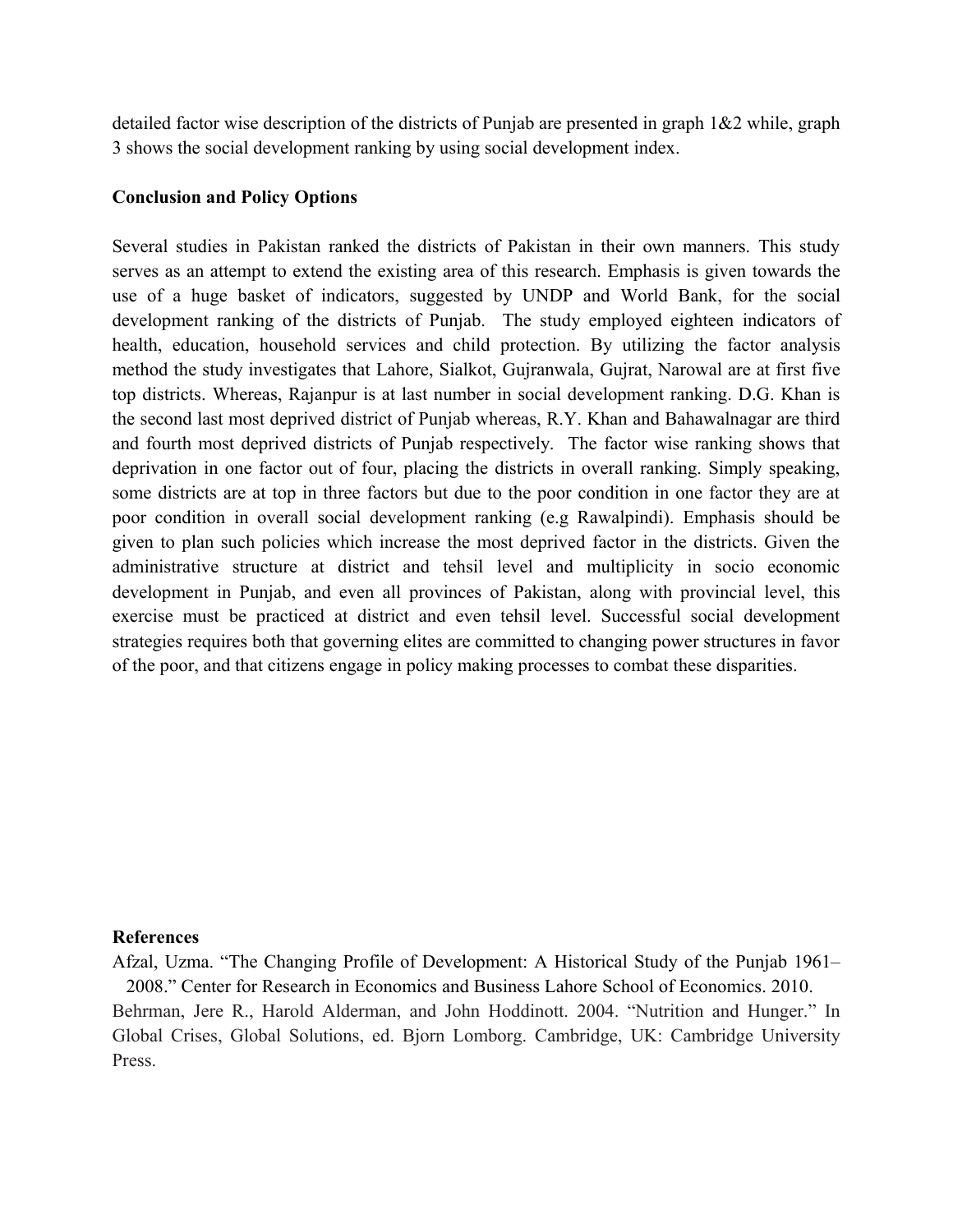detailed factor wise description of the districts of Punjab are presented in graph 1&2 while, graph 3 shows the social development ranking by using social development index.

**Conclusion and Policy Options**

Several studies in Pakistan ranked the districts of Pakistan in their own manners. This study serves as an attempt to extend the existing area of this research. Emphasis is given towards the use of a huge basket of indicators, suggested by UNDP and World Bank, for the social development ranking of the districts of Punjab. The study employed eighteen indicators of health, education, household services and child protection. By utilizing the factor analysis method the study investigates that Lahore, Sialkot, Gujranwala, Gujrat, Narowal are at first five top districts. Whereas, Rajanpur is at last number in social development ranking. D.G. Khan is the second last most deprived district of Punjab whereas, R.Y. Khan and Bahawalnagar are third and fourth most deprived districts of Punjab respectively. The factor wise ranking shows that deprivation in one factor out of four, placing the districts in overall ranking. Simply speaking, some districts are at top in three factors but due to the poor condition in one factor they are at poor condition in overall social development ranking (e.g Rawalpindi). Emphasis should be given to plan such policies which increase the most deprived factor in the districts. Given the administrative structure at district and tehsil level and multiplicity in socio economic development in Punjab, and even all provinces of Pakistan, along with provincial level, this exercise must be practiced at district and even tehsil level. Successful social development strategies requires both that governing elites are committed to changing power structures in favor of the poor, and that citizens engage in policy making processes to combat these disparities.

**References**

Afzal, Uzma. "The Changing Profile of Development: A Historical Study of the Punjab 1961–2008." Center for Research in Economics and Business Lahore School of Economics. 2010.

Behrman, Jere R., Harold Alderman, and John Hoddinott. 2004. "Nutrition and Hunger." In Global Crises, Global Solutions, ed. Bjorn Lomborg. Cambridge, UK: Cambridge University Press.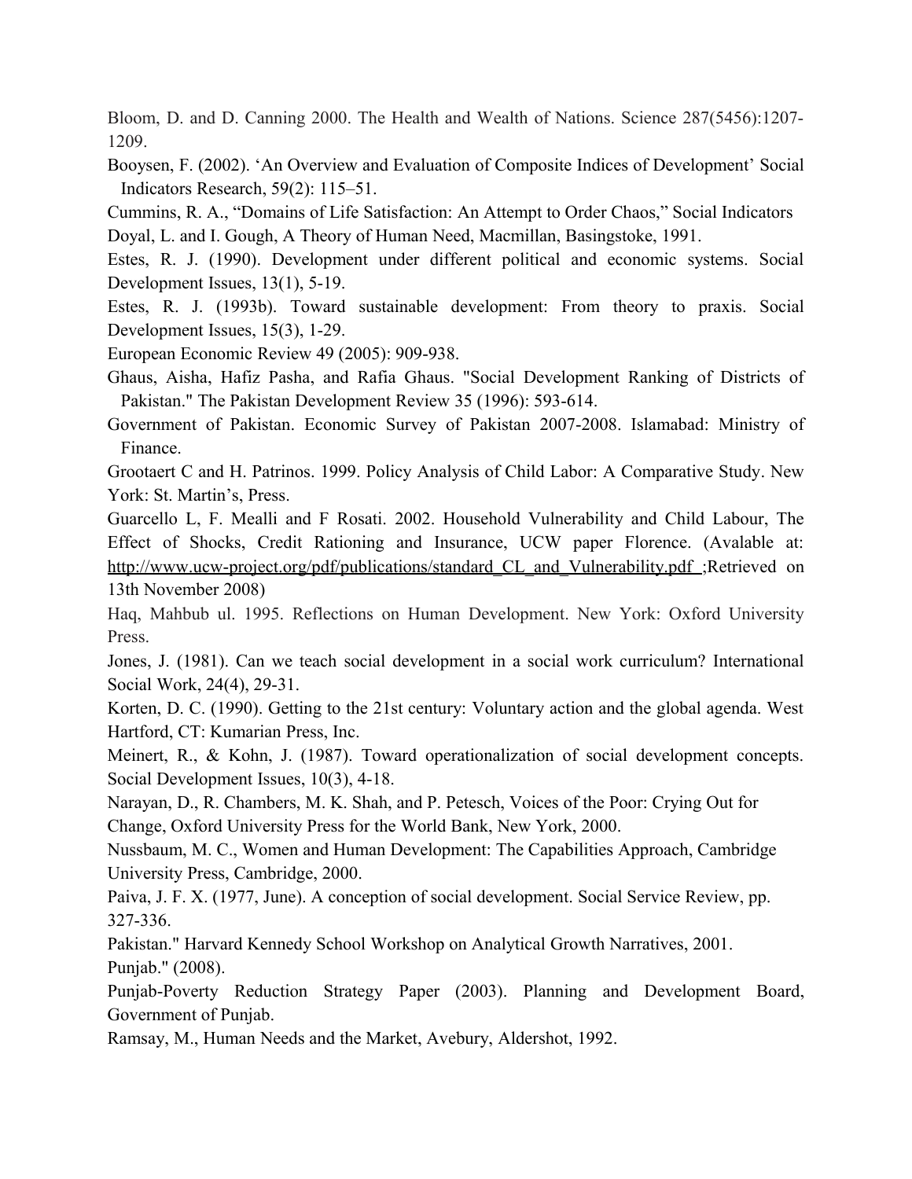Bloom, D. and D. Canning 2000. The Health and Wealth of Nations. Science 287(5456):1207-1209.

Booysen, F. (2002). 'An Overview and Evaluation of Composite Indices of Development' Social Indicators Research, 59(2): 115–51.

Cummins, R. A., "Domains of Life Satisfaction: An Attempt to Order Chaos," Social Indicators

Doyal, L. and I. Gough, A Theory of Human Need, Macmillan, Basingstoke, 1991.

Estes, R. J. (1990). Development under different political and economic systems. Social Development Issues, 13(1), 5-19.

Estes, R. J. (1993b). Toward sustainable development: From theory to praxis. Social Development Issues, 15(3), 1-29.

European Economic Review 49 (2005): 909-938.

Ghaus, Aisha, Hafiz Pasha, and Rafia Ghaus. "Social Development Ranking of Districts of Pakistan." The Pakistan Development Review 35 (1996): 593-614.

Government of Pakistan. Economic Survey of Pakistan 2007-2008. Islamabad: Ministry of Finance.

Grootaert C and H. Patrinos. 1999. Policy Analysis of Child Labor: A Comparative Study. New York: St. Martin's, Press.

Guarcello L, F. Mealli and F Rosati. 2002. Household Vulnerability and Child Labour, The Effect of Shocks, Credit Rationing and Insurance, UCW paper Florence. (Avalable at: http://www.ucw-project.org/pdf/publications/standard_CL_and_Vulnerability.pdf ;Retrieved on 13th November 2008)

Haq, Mahbub ul. 1995. Reflections on Human Development. New York: Oxford University Press.

Jones, J. (1981). Can we teach social development in a social work curriculum? International Social Work, 24(4), 29-31.

Korten, D. C. (1990). Getting to the 21st century: Voluntary action and the global agenda. West Hartford, CT: Kumarian Press, Inc.

Meinert, R., & Kohn, J. (1987). Toward operationalization of social development concepts. Social Development Issues, 10(3), 4-18.

Narayan, D., R. Chambers, M. K. Shah, and P. Petesch, Voices of the Poor: Crying Out for Change, Oxford University Press for the World Bank, New York, 2000.

Nussbaum, M. C., Women and Human Development: The Capabilities Approach, Cambridge University Press, Cambridge, 2000.

Paiva, J. F. X. (1977, June). A conception of social development. Social Service Review, pp. 327-336.

Pakistan." Harvard Kennedy School Workshop on Analytical Growth Narratives, 2001.

Punjab." (2008).

Punjab-Poverty Reduction Strategy Paper (2003). Planning and Development Board, Government of Punjab.

Ramsay, M., Human Needs and the Market, Avebury, Aldershot, 1992.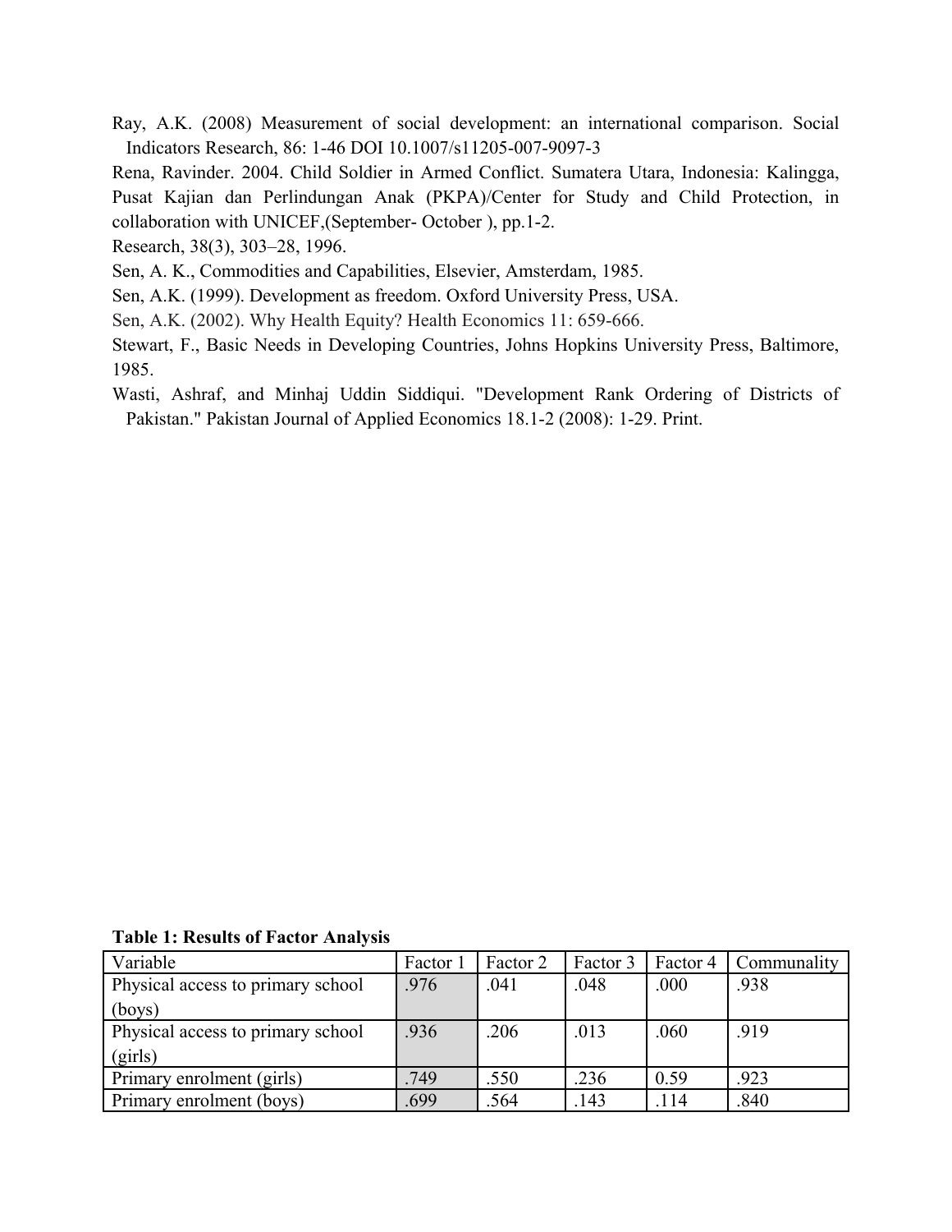Ray, A.K. (2008) Measurement of social development: an international comparison. Social Indicators Research, 86: 1-46 DOI 10.1007/s11205-007-9097-3

Rena, Ravinder. 2004. Child Soldier in Armed Conflict. Sumatera Utara, Indonesia: Kalingga, Pusat Kajian dan Perlindungan Anak (PKPA)/Center for Study and Child Protection, in collaboration with UNICEF,(September- October ), pp.1-2.

Research, 38(3), 303–28, 1996.

Sen, A. K., Commodities and Capabilities, Elsevier, Amsterdam, 1985.

Sen, A.K. (1999). Development as freedom. Oxford University Press, USA.

Sen, A.K. (2002). Why Health Equity? Health Economics 11: 659-666.

Stewart, F., Basic Needs in Developing Countries, Johns Hopkins University Press, Baltimore, 1985.

Wasti, Ashraf, and Minhaj Uddin Siddiqui. "Development Rank Ordering of Districts of Pakistan." Pakistan Journal of Applied Economics 18.1-2 (2008): 1-29. Print.

**Table 1: Results of Factor Analysis**

| Variable | Factor 1 | Factor 2 | Factor 3 | Factor 4 | Communality |
|---|---|---|---|---|---|
| Physical access to primary school (boys) | .976 | .041 | .048 | .000 | .938 |
| Physical access to primary school (girls) | .936 | .206 | .013 | .060 | .919 |
| Primary enrolment (girls) | .749 | .550 | .236 | 0.59 | .923 |
| Primary enrolment (boys) | .699 | .564 | .143 | .114 | .840 |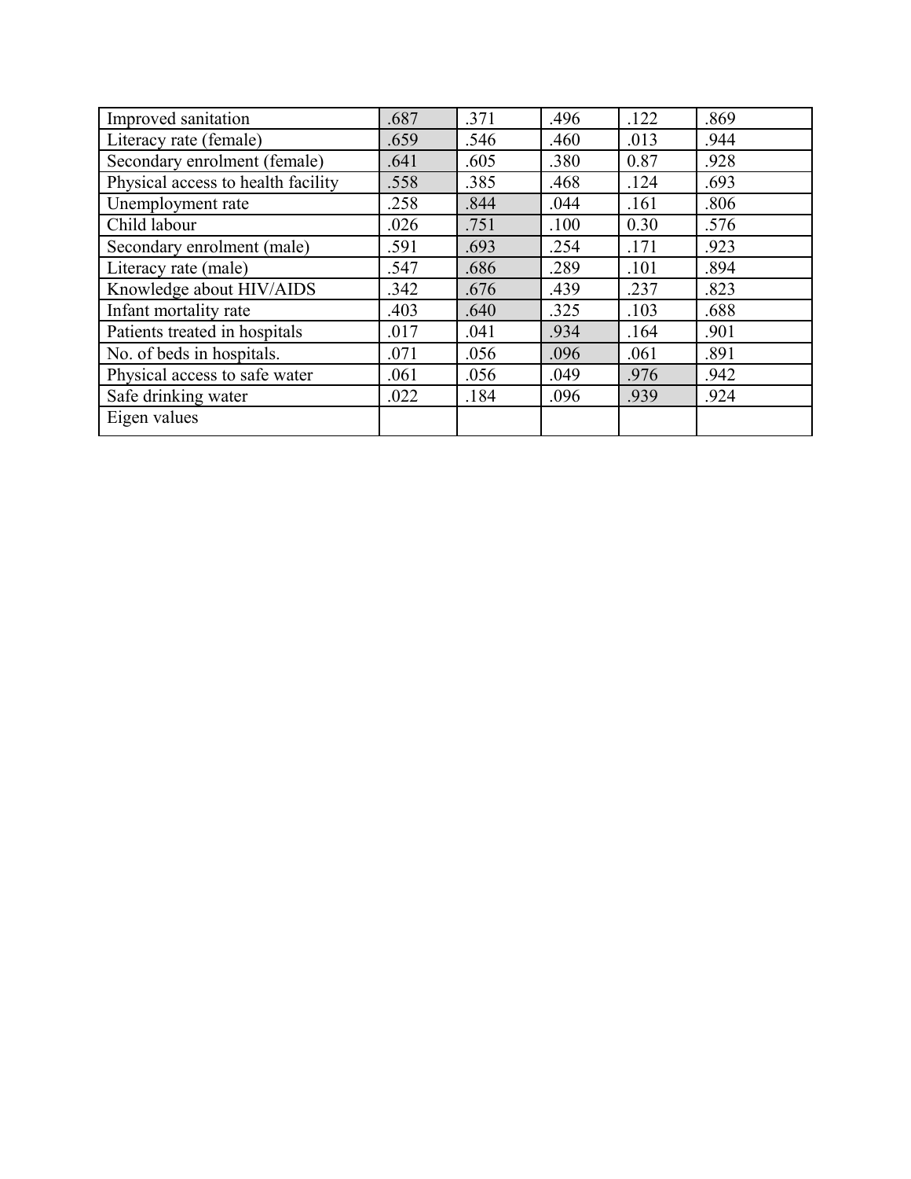| Improved sanitation | .687 | .371 | .496 | .122 | .869 |
|---|---|---|---|---|---|
| Literacy rate (female) | .659 | .546 | .460 | .013 | .944 |
| Secondary enrolment (female) | .641 | .605 | .380 | 0.87 | .928 |
| Physical access to health facility | .558 | .385 | .468 | .124 | .693 |
| Unemployment rate | .258 | .844 | .044 | .161 | .806 |
| Child labour | .026 | .751 | .100 | 0.30 | .576 |
| Secondary enrolment (male) | .591 | .693 | .254 | .171 | .923 |
| Literacy rate (male) | .547 | .686 | .289 | .101 | .894 |
| Knowledge about HIV/AIDS | .342 | .676 | .439 | .237 | .823 |
| Infant mortality rate | .403 | .640 | .325 | .103 | .688 |
| Patients treated in hospitals | .017 | .041 | .934 | .164 | .901 |
| No. of beds in hospitals. | .071 | .056 | .096 | .061 | .891 |
| Physical access to safe water | .061 | .056 | .049 | .976 | .942 |
| Safe drinking water | .022 | .184 | .096 | .939 | .924 |
| Eigen values | | | | | |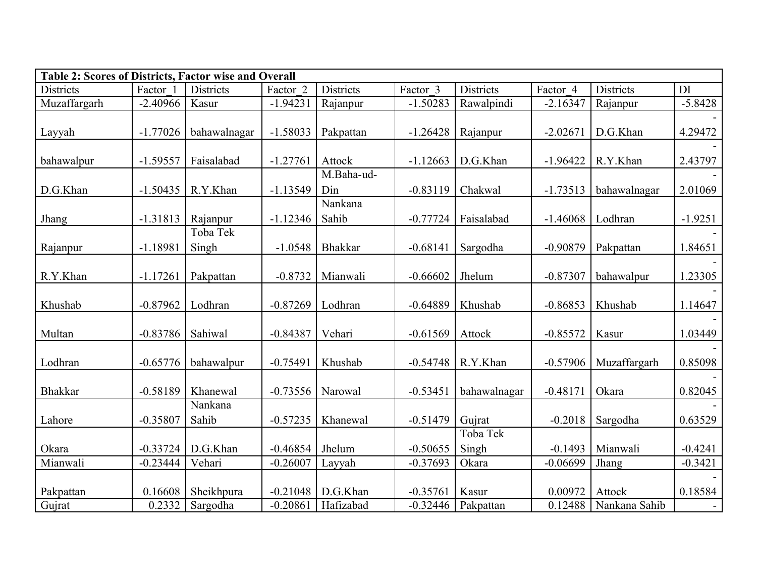| Table 2: Scores of Districts, Factor wise and Overall | | | | | | | | | |
|---|---|---|---|---|---|---|---|---|---|
| Districts | Factor_1 | Districts | Factor_2 | Districts | Factor_3 | Districts | Factor_4 | Districts | DI |
| Muzaffargarh | -2.40966 | Kasur | -1.94231 | Rajanpur | -1.50283 | Rawalpindi | -2.16347 | Rajanpur | -5.8428 |
| Layyah | -1.77026 | bahawalnagar | -1.58033 | Pakpattan | -1.26428 | Rajanpur | -2.02671 | D.G.Khan | -4.29472 |
| bahawalpur | -1.59557 | Faisalabad | -1.27761 | Attock | -1.12663 | D.G.Khan | -1.96422 | R.Y.Khan | -2.43797 |
| D.G.Khan | -1.50435 | R.Y.Khan | -1.13549 | M.Baha-ud-Din | -0.83119 | Chakwal | -1.73513 | bahawalnagar | -2.01069 |
| Jhang | -1.31813 | Rajanpur | -1.12346 | Nankana Sahib | -0.77724 | Faisalabad | -1.46068 | Lodhran | -1.9251 |
| Rajanpur | -1.18981 | Toba Tek Singh | -1.0548 | Bhakkar | -0.68141 | Sargodha | -0.90879 | Pakpattan | -1.84651 |
| R.Y.Khan | -1.17261 | Pakpattan | -0.8732 | Mianwali | -0.66602 | Jhelum | -0.87307 | bahawalpur | -1.23305 |
| Khushab | -0.87962 | Lodhran | -0.87269 | Lodhran | -0.64889 | Khushab | -0.86853 | Khushab | -1.14647 |
| Multan | -0.83786 | Sahiwal | -0.84387 | Vehari | -0.61569 | Attock | -0.85572 | Kasur | -1.03449 |
| Lodhran | -0.65776 | bahawalpur | -0.75491 | Khushab | -0.54748 | R.Y.Khan | -0.57906 | Muzaffargarh | -0.85098 |
| Bhakkar | -0.58189 | Khanewal | -0.73556 | Narowal | -0.53451 | bahawalnagar | -0.48171 | Okara | -0.82045 |
| Lahore | -0.35807 | Nankana Sahib | -0.57235 | Khanewal | -0.51479 | Gujrat | -0.2018 | Sargodha | -0.63529 |
| Okara | -0.33724 | D.G.Khan | -0.46854 | Jhelum | -0.50655 | Toba Tek Singh | -0.1493 | Mianwali | -0.4241 |
| Mianwali | -0.23444 | Vehari | -0.26007 | Layyah | -0.37693 | Okara | -0.06699 | Jhang | -0.3421 |
| Pakpattan | 0.16608 | Sheikhpura | -0.21048 | D.G.Khan | -0.35761 | Kasur | 0.00972 | Attock | -0.18584 |
| Gujrat | 0.2332 | Sargodha | -0.20861 | Hafizabad | -0.32446 | Pakpattan | 0.12488 | Nankana Sahib | - |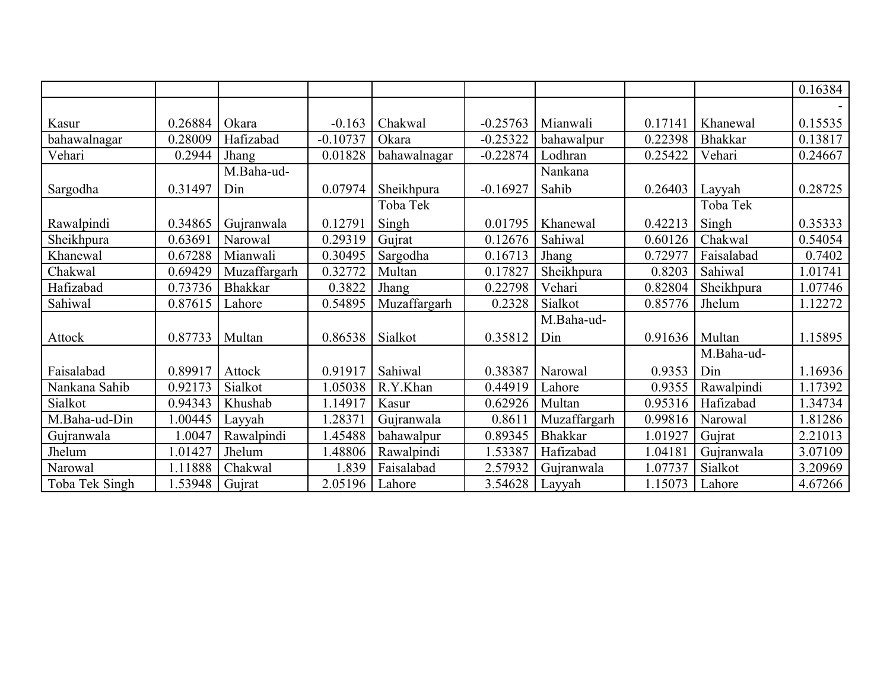| | | | | | | | | | |
|---|---|---|---|---|---|---|---|---|---|
| | | | | | | | | | 0.16384 |
| Kasur | 0.26884 | Okara | -0.163 | Chakwal | -0.25763 | Mianwali | 0.17141 | Khanewal | -0.15535 |
| bahawalnagar | 0.28009 | Hafizabad | -0.10737 | Okara | -0.25322 | bahawalpur | 0.22398 | Bhakkar | 0.13817 |
| Vehari | 0.2944 | Jhang | 0.01828 | bahawalnagar | -0.22874 | Lodhran | 0.25422 | Vehari | 0.24667 |
| Sargodha | 0.31497 | M.Baha-ud-Din | 0.07974 | Sheikhpura | -0.16927 | Nankana Sahib | 0.26403 | Layyah | 0.28725 |
| Rawalpindi | 0.34865 | Gujranwala | 0.12791 | Toba Tek Singh | 0.01795 | Khanewal | 0.42213 | Toba Tek Singh | 0.35333 |
| Sheikhpura | 0.63691 | Narowal | 0.29319 | Gujrat | 0.12676 | Sahiwal | 0.60126 | Chakwal | 0.54054 |
| Khanewal | 0.67288 | Mianwali | 0.30495 | Sargodha | 0.16713 | Jhang | 0.72977 | Faisalabad | 0.7402 |
| Chakwal | 0.69429 | Muzaffargarh | 0.32772 | Multan | 0.17827 | Sheikhpura | 0.8203 | Sahiwal | 1.01741 |
| Hafizabad | 0.73736 | Bhakkar | 0.3822 | Jhang | 0.22798 | Vehari | 0.82804 | Sheikhpura | 1.07746 |
| Sahiwal | 0.87615 | Lahore | 0.54895 | Muzaffargarh | 0.2328 | Sialkot | 0.85776 | Jhelum | 1.12272 |
| Attock | 0.87733 | Multan | 0.86538 | Sialkot | 0.35812 | M.Baha-ud-Din | 0.91636 | Multan | 1.15895 |
| Faisalabad | 0.89917 | Attock | 0.91917 | Sahiwal | 0.38387 | Narowal | 0.9353 | M.Baha-ud-Din | 1.16936 |
| Nankana Sahib | 0.92173 | Sialkot | 1.05038 | R.Y.Khan | 0.44919 | Lahore | 0.9355 | Rawalpindi | 1.17392 |
| Sialkot | 0.94343 | Khushab | 1.14917 | Kasur | 0.62926 | Multan | 0.95316 | Hafizabad | 1.34734 |
| M.Baha-ud-Din | 1.00445 | Layyah | 1.28371 | Gujranwala | 0.8611 | Muzaffargarh | 0.99816 | Narowal | 1.81286 |
| Gujranwala | 1.0047 | Rawalpindi | 1.45488 | bahawalpur | 0.89345 | Bhakkar | 1.01927 | Gujrat | 2.21013 |
| Jhelum | 1.01427 | Jhelum | 1.48806 | Rawalpindi | 1.53387 | Hafizabad | 1.04181 | Gujranwala | 3.07109 |
| Narowal | 1.11888 | Chakwal | 1.839 | Faisalabad | 2.57932 | Gujranwala | 1.07737 | Sialkot | 3.20969 |
| Toba Tek Singh | 1.53948 | Gujrat | 2.05196 | Lahore | 3.54628 | Layyah | 1.15073 | Lahore | 4.67266 |